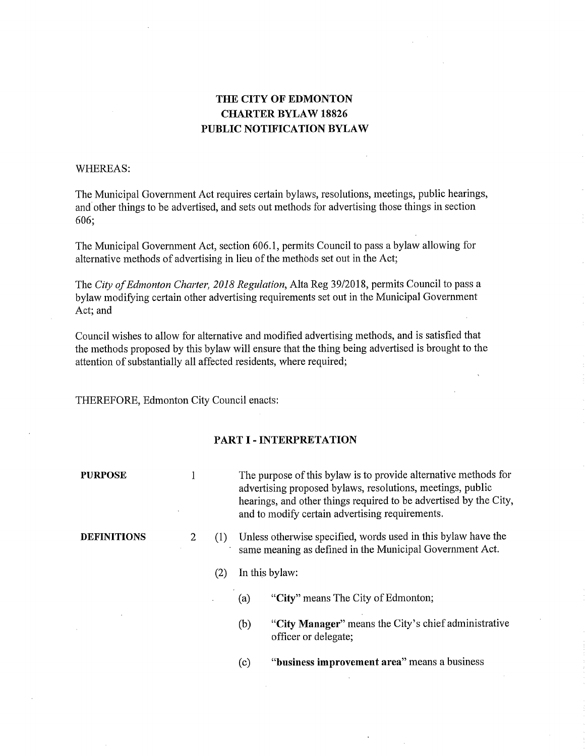# THE CITY OF EDMONTON
# CHARTER BYLAW 18826
# PUBLIC NOTIFICATION BYLAW

WHEREAS:

The Municipal Government Act requires certain bylaws, resolutions, meetings, public hearings, and other things to be advertised, and sets out methods for advertising those things in section 606;

The Municipal Government Act, section 606.1, permits Council to pass a bylaw allowing for alternative methods of advertising in lieu of the methods set out in the Act;

The *City of Edmonton Charter, 2018 Regulation*, Alta Reg 39/2018, permits Council to pass a bylaw modifying certain other advertising requirements set out in the Municipal Government Act; and

Council wishes to allow for alternative and modified advertising methods, and is satisfied that the methods proposed by this bylaw will ensure that the thing being advertised is brought to the attention of substantially all affected residents, where required;

THEREFORE, Edmonton City Council enacts:

## PART I - INTERPRETATION

**PURPOSE**

1 The purpose of this bylaw is to provide alternative methods for advertising proposed bylaws, resolutions, meetings, public hearings, and other things required to be advertised by the City, and to modify certain advertising requirements.

**DEFINITIONS**

2 (1) Unless otherwise specified, words used in this bylaw have the same meaning as defined in the Municipal Government Act.

(2) In this bylaw:

(a) "**City**" means The City of Edmonton;

(b) "**City Manager**" means the City's chief administrative officer or delegate;

(c) "**business improvement area**" means a business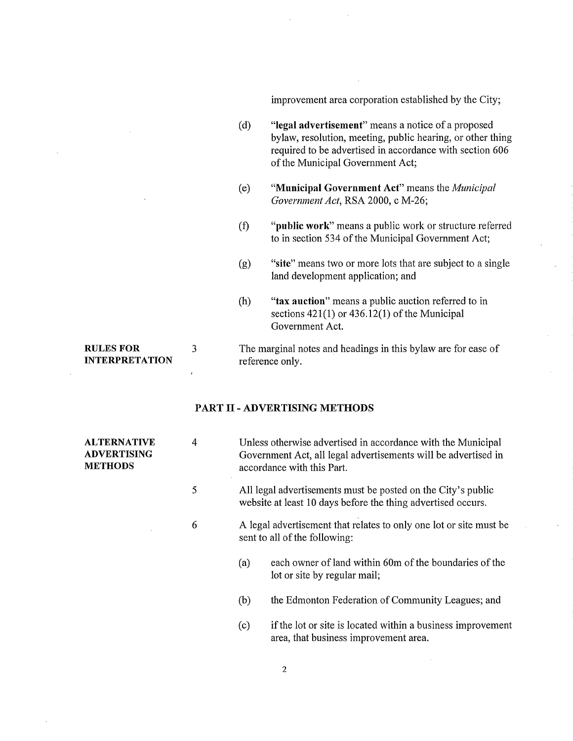improvement area corporation established by the City;

(d) **"legal advertisement"** means a notice of a proposed bylaw, resolution, meeting, public hearing, or other thing required to be advertised in accordance with section 606 of the Municipal Government Act;

(e) **"Municipal Government Act"** means the *Municipal Government Act*, RSA 2000, c M-26;

(f) **"public work"** means a public work or structure referred to in section 534 of the Municipal Government Act;

(g) **"site"** means two or more lots that are subject to a single land development application; and

(h) **"tax auction"** means a public auction referred to in sections 421(1) or 436.12(1) of the Municipal Government Act.

**RULES FOR INTERPRETATION**

3 The marginal notes and headings in this bylaw are for ease of reference only.

## PART II - ADVERTISING METHODS

**ALTERNATIVE ADVERTISING METHODS**

4 Unless otherwise advertised in accordance with the Municipal Government Act, all legal advertisements will be advertised in accordance with this Part.

5 All legal advertisements must be posted on the City's public website at least 10 days before the thing advertised occurs.

6 A legal advertisement that relates to only one lot or site must be sent to all of the following:

(a) each owner of land within 60m of the boundaries of the lot or site by regular mail;

(b) the Edmonton Federation of Community Leagues; and

(c) if the lot or site is located within a business improvement area, that business improvement area.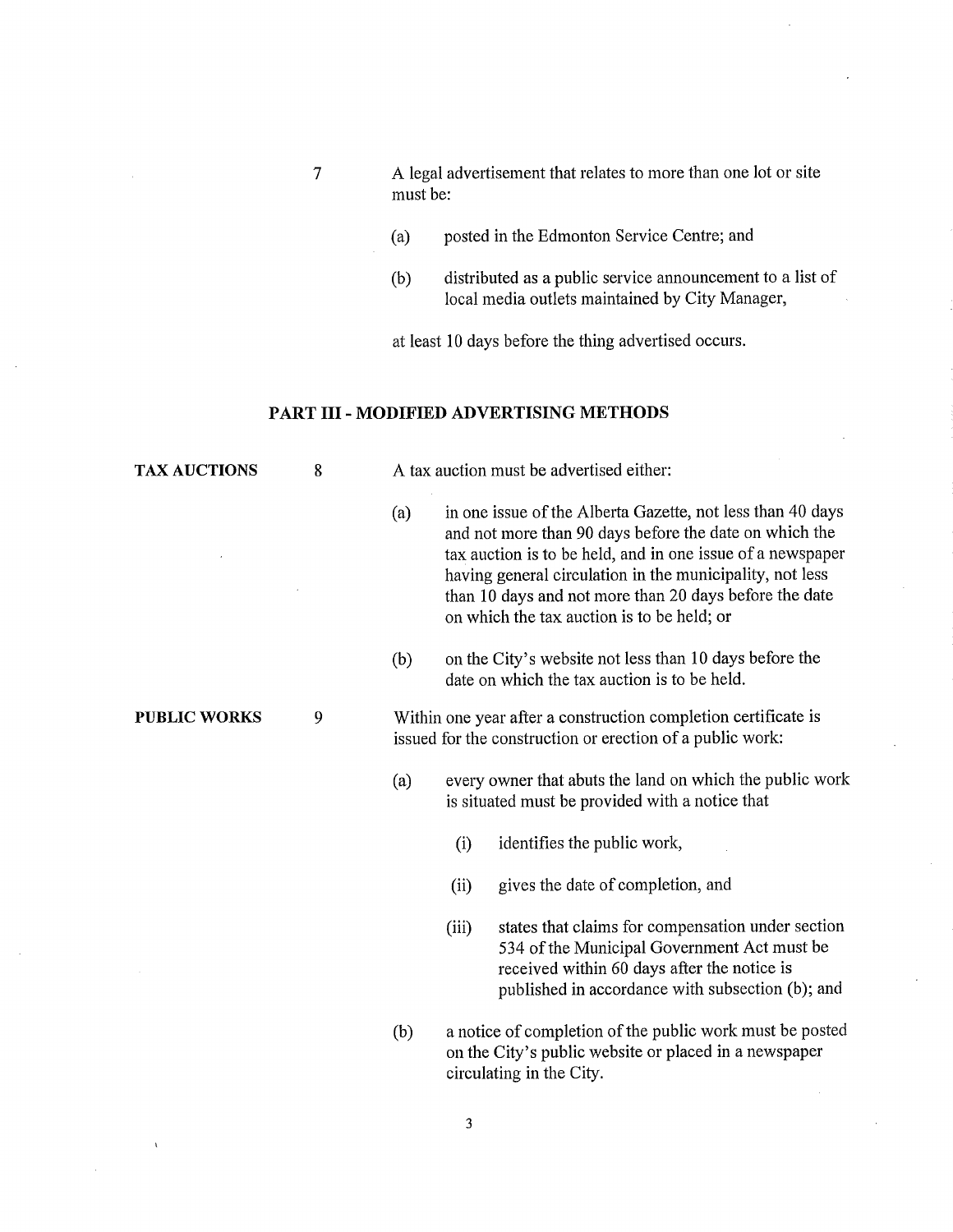7 A legal advertisement that relates to more than one lot or site must be:

(a) posted in the Edmonton Service Centre; and

(b) distributed as a public service announcement to a list of local media outlets maintained by City Manager,

at least 10 days before the thing advertised occurs.

## PART III - MODIFIED ADVERTISING METHODS

**TAX AUCTIONS**

8 A tax auction must be advertised either:

(a) in one issue of the Alberta Gazette, not less than 40 days and not more than 90 days before the date on which the tax auction is to be held, and in one issue of a newspaper having general circulation in the municipality, not less than 10 days and not more than 20 days before the date on which the tax auction is to be held; or

(b) on the City's website not less than 10 days before the date on which the tax auction is to be held.

**PUBLIC WORKS**

9 Within one year after a construction completion certificate is issued for the construction or erection of a public work:

(a) every owner that abuts the land on which the public work is situated must be provided with a notice that

  (i) identifies the public work,

  (ii) gives the date of completion, and

  (iii) states that claims for compensation under section 534 of the Municipal Government Act must be received within 60 days after the notice is published in accordance with subsection (b); and

(b) a notice of completion of the public work must be posted on the City's public website or placed in a newspaper circulating in the City.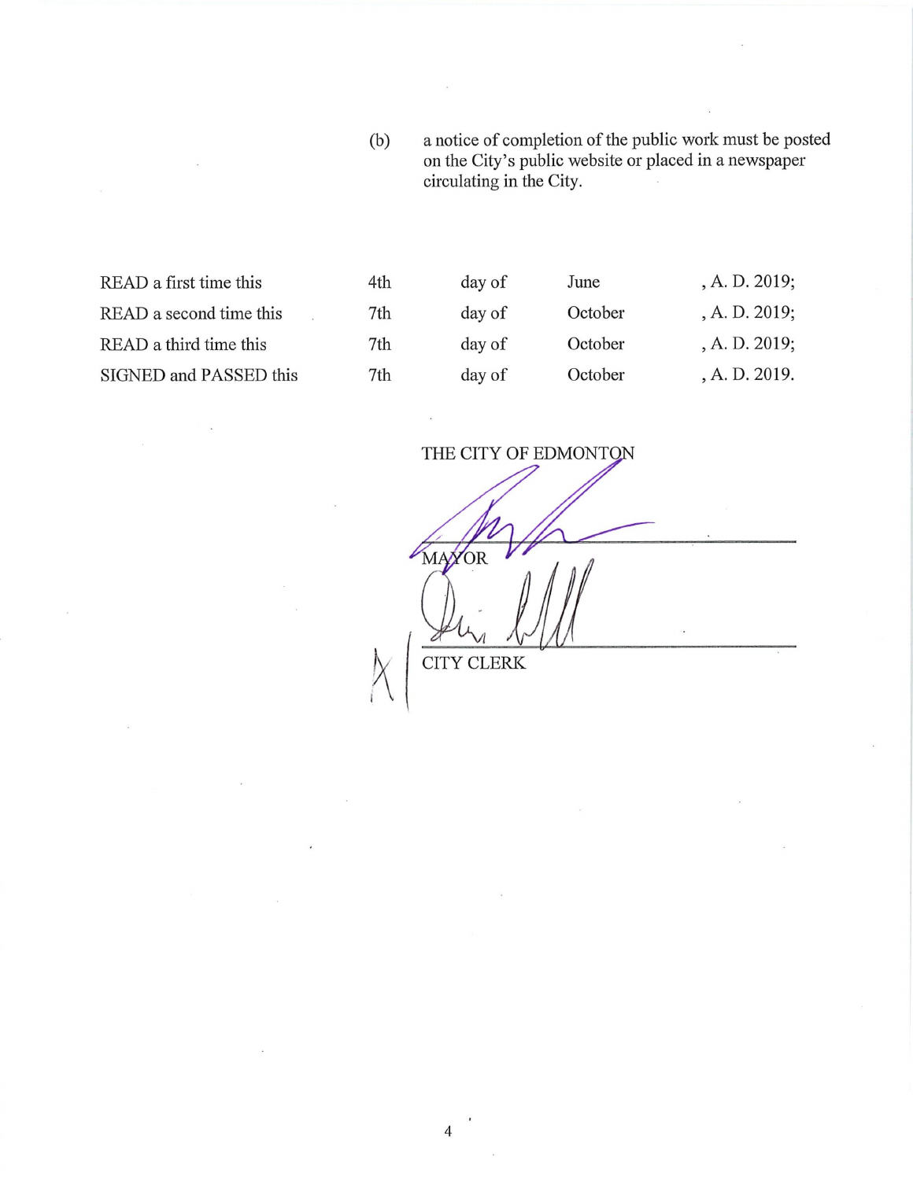(b) a notice of completion of the public work must be posted on the City's public website or placed in a newspaper circulating in the City.

| | | | | |
|---|---|---|---|---|
| READ a first time this | 4th | day of | June | , A. D. 2019; |
| READ a second time this | 7th | day of | October | , A. D. 2019; |
| READ a third time this | 7th | day of | October | , A. D. 2019; |
| SIGNED and PASSED this | 7th | day of | October | , A. D. 2019. |

THE CITY OF EDMONTON

MAYOR

CITY CLERK